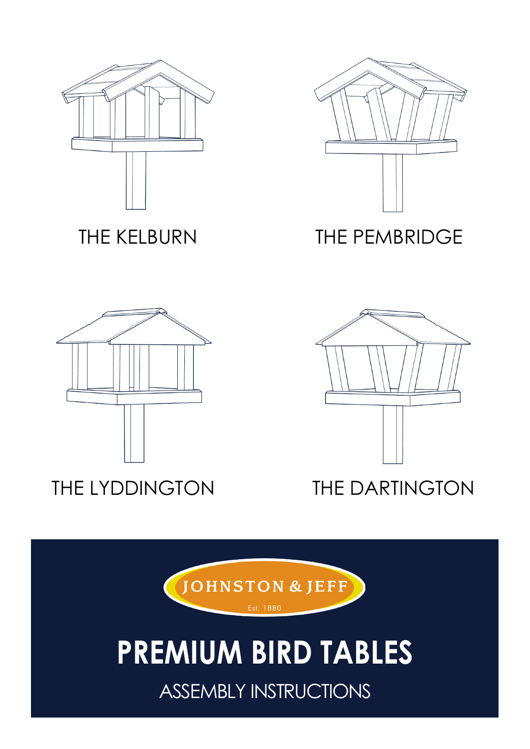THE KELBURN

THE PEMBRIDGE

THE LYDDINGTON

THE DARTINGTON

JOHNSTON & JEFF

Est. 1880

# PREMIUM BIRD TABLES

ASSEMBLY INSTRUCTIONS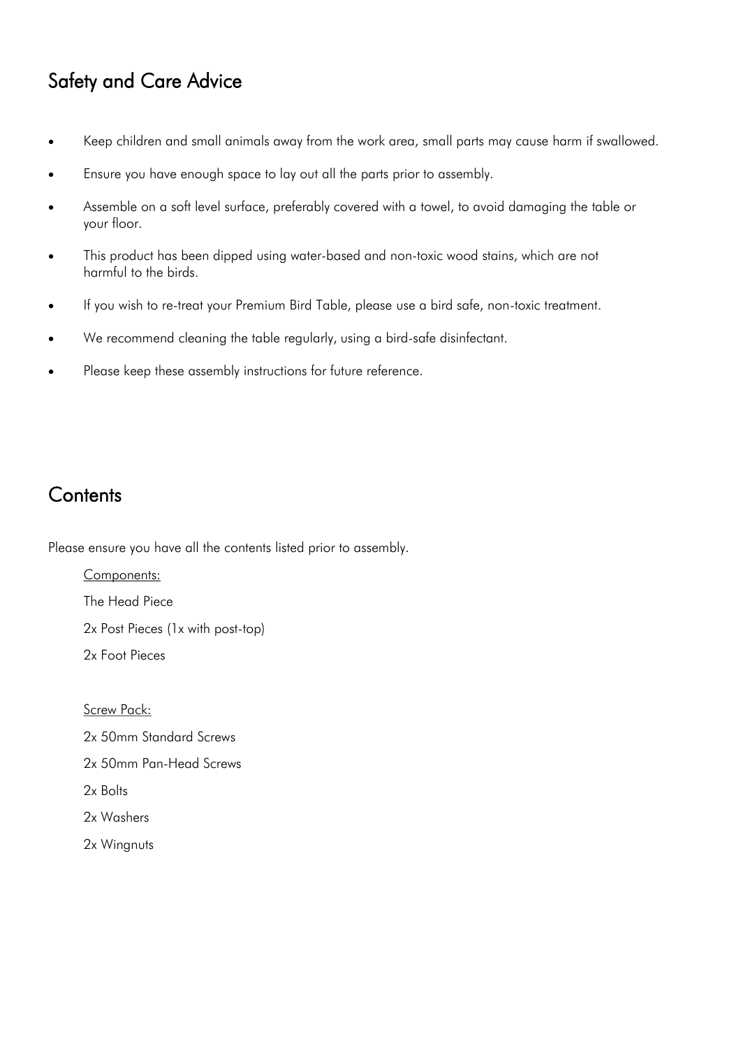## Safety and Care Advice

- Keep children and small animals away from the work area, small parts may cause harm if swallowed.
- Ensure you have enough space to lay out all the parts prior to assembly.
- Assemble on a soft level surface, preferably covered with a towel, to avoid damaging the table or your floor.
- This product has been dipped using water-based and non-toxic wood stains, which are not harmful to the birds.
- If you wish to re-treat your Premium Bird Table, please use a bird safe, non-toxic treatment.
- We recommend cleaning the table regularly, using a bird-safe disinfectant.
- Please keep these assembly instructions for future reference.

## Contents

Please ensure you have all the contents listed prior to assembly.

Components:

The Head Piece

2x Post Pieces (1x with post-top)

2x Foot Pieces

Screw Pack:

2x 50mm Standard Screws

2x 50mm Pan-Head Screws

2x Bolts

2x Washers

2x Wingnuts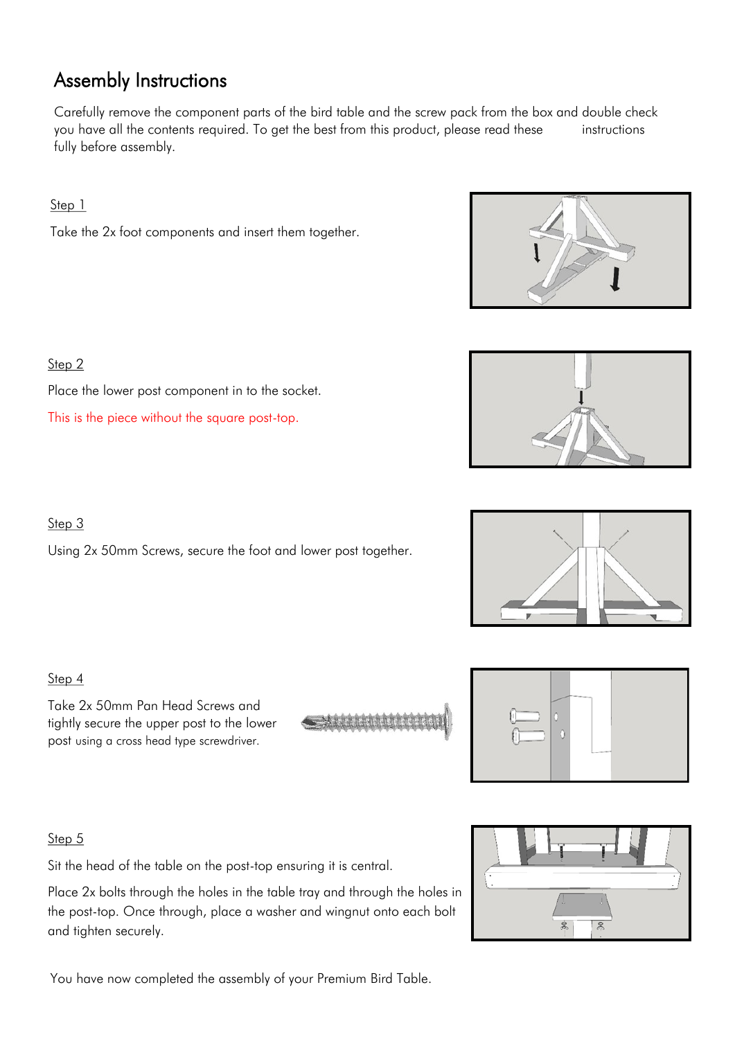# Assembly Instructions

Carefully remove the component parts of the bird table and the screw pack from the box and double check you have all the contents required. To get the best from this product, please read these instructions fully before assembly.

Step 1

Take the 2x foot components and insert them together.

Step 2

Place the lower post component in to the socket.

This is the piece without the square post-top.

Step 3

Using 2x 50mm Screws, secure the foot and lower post together.

Step 4

Take 2x 50mm Pan Head Screws and tightly secure the upper post to the lower post using a cross head type screwdriver.

Step 5

Sit the head of the table on the post-top ensuring it is central.

Place 2x bolts through the holes in the table tray and through the holes in the post-top. Once through, place a washer and wingnut onto each bolt and tighten securely.

You have now completed the assembly of your Premium Bird Table.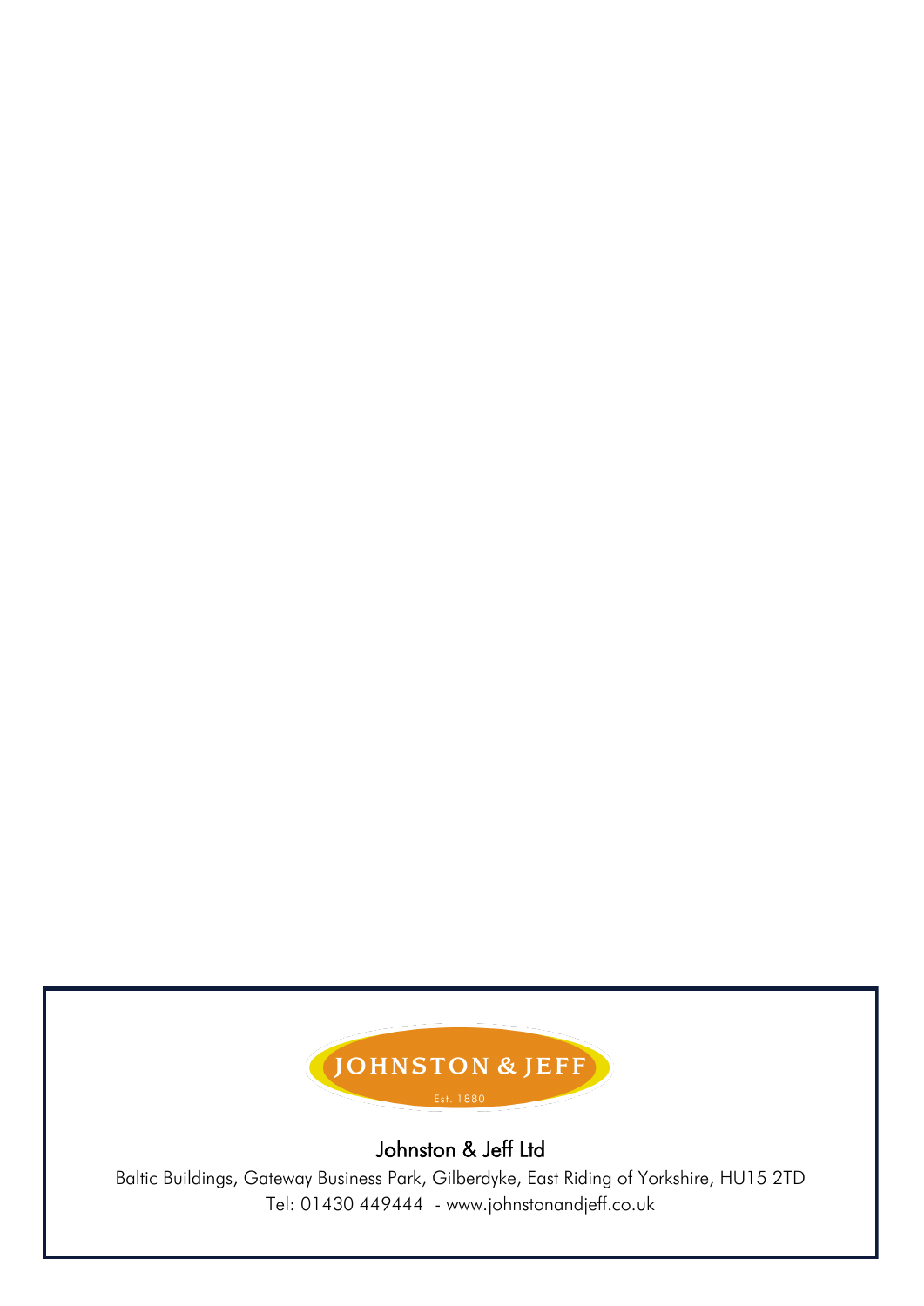JOHNSTON & JEFF

Est. 1880

Johnston & Jeff Ltd

Baltic Buildings, Gateway Business Park, Gilberdyke, East Riding of Yorkshire, HU15 2TD

Tel: 01430 449444 - www.johnstonandjeff.co.uk